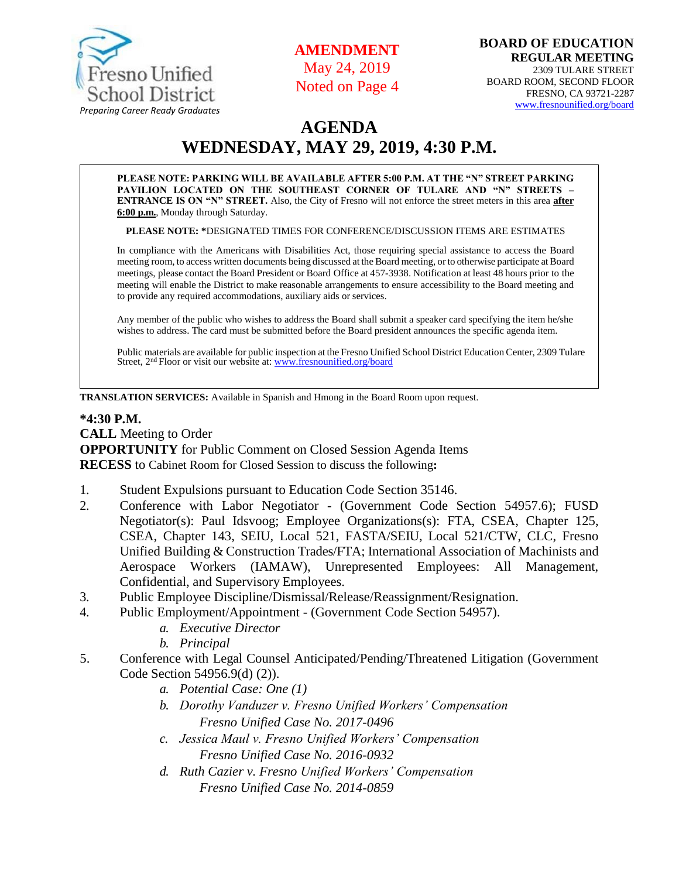Fresno Unified School District
*Preparing Career Ready Graduates*

**AMENDMENT**
May 24, 2019
Noted on Page 4

**BOARD OF EDUCATION**
**REGULAR MEETING**
2309 TULARE STREET
BOARD ROOM, SECOND FLOOR
FRESNO, CA 93721-2287
www.fresnounified.org/board

# AGENDA
# WEDNESDAY, MAY 29, 2019, 4:30 P.M.

**PLEASE NOTE: PARKING WILL BE AVAILABLE AFTER 5:00 P.M. AT THE "N" STREET PARKING PAVILION LOCATED ON THE SOUTHEAST CORNER OF TULARE AND "N" STREETS – ENTRANCE IS ON "N" STREET.** Also, the City of Fresno will not enforce the street meters in this area **after 6:00 p.m.**, Monday through Saturday.

**PLEASE NOTE: \***DESIGNATED TIMES FOR CONFERENCE/DISCUSSION ITEMS ARE ESTIMATES

In compliance with the Americans with Disabilities Act, those requiring special assistance to access the Board meeting room, to access written documents being discussed at the Board meeting, or to otherwise participate at Board meetings, please contact the Board President or Board Office at 457-3938. Notification at least 48 hours prior to the meeting will enable the District to make reasonable arrangements to ensure accessibility to the Board meeting and to provide any required accommodations, auxiliary aids or services.

Any member of the public who wishes to address the Board shall submit a speaker card specifying the item he/she wishes to address. The card must be submitted before the Board president announces the specific agenda item.

Public materials are available for public inspection at the Fresno Unified School District Education Center, 2309 Tulare Street, 2nd Floor or visit our website at: www.fresnounified.org/board

**TRANSLATION SERVICES:** Available in Spanish and Hmong in the Board Room upon request.

**\*4:30 P.M.**
**CALL** Meeting to Order
**OPPORTUNITY** for Public Comment on Closed Session Agenda Items
**RECESS** to Cabinet Room for Closed Session to discuss the following**:**

1. Student Expulsions pursuant to Education Code Section 35146.
2. Conference with Labor Negotiator - (Government Code Section 54957.6); FUSD Negotiator(s): Paul Idsvoog; Employee Organizations(s): FTA, CSEA, Chapter 125, CSEA, Chapter 143, SEIU, Local 521, FASTA/SEIU, Local 521/CTW, CLC, Fresno Unified Building & Construction Trades/FTA; International Association of Machinists and Aerospace Workers (IAMAW), Unrepresented Employees: All Management, Confidential, and Supervisory Employees.
3. Public Employee Discipline/Dismissal/Release/Reassignment/Resignation.
4. Public Employment/Appointment - (Government Code Section 54957).
   a. *Executive Director*
   b. *Principal*
5. Conference with Legal Counsel Anticipated/Pending/Threatened Litigation (Government Code Section 54956.9(d) (2)).
   a. *Potential Case: One (1)*
   b. *Dorothy Vanduzer v. Fresno Unified Workers' Compensation*
      *Fresno Unified Case No. 2017-0496*
   c. *Jessica Maul v. Fresno Unified Workers' Compensation*
      *Fresno Unified Case No. 2016-0932*
   d. *Ruth Cazier v. Fresno Unified Workers' Compensation*
      *Fresno Unified Case No. 2014-0859*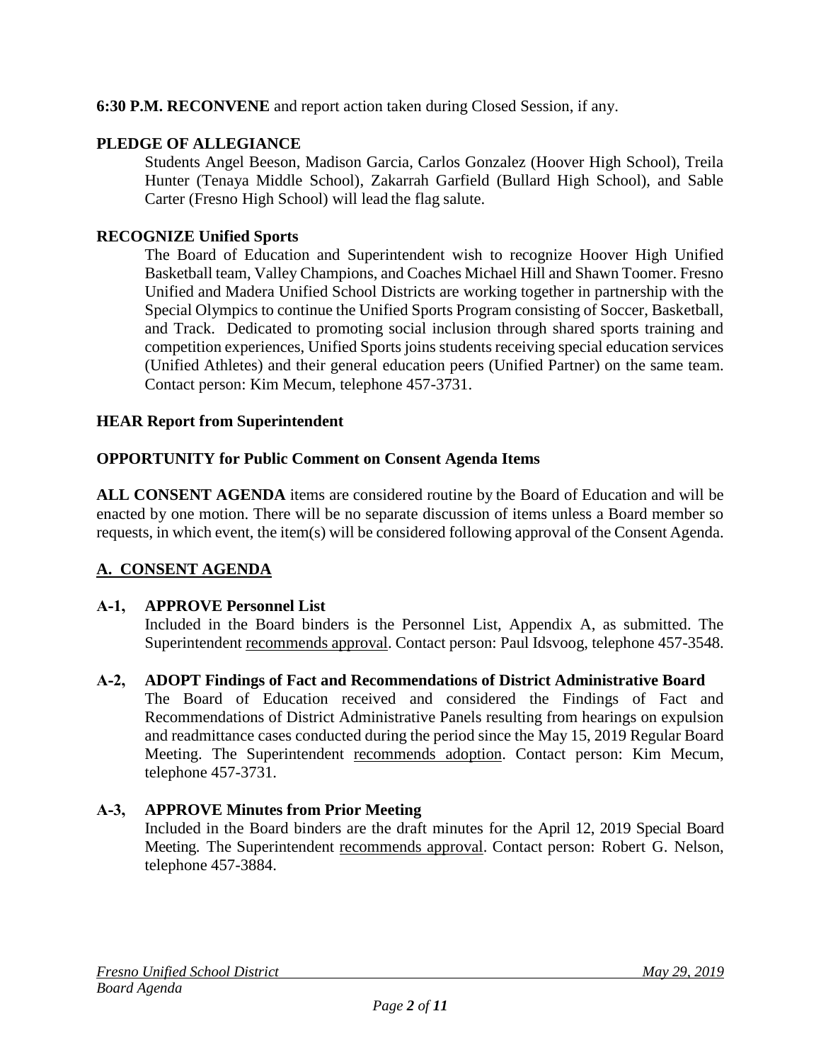**6:30 P.M. RECONVENE** and report action taken during Closed Session, if any.

**PLEDGE OF ALLEGIANCE**

Students Angel Beeson, Madison Garcia, Carlos Gonzalez (Hoover High School), Treila Hunter (Tenaya Middle School), Zakarrah Garfield (Bullard High School), and Sable Carter (Fresno High School) will lead the flag salute.

**RECOGNIZE Unified Sports**

The Board of Education and Superintendent wish to recognize Hoover High Unified Basketball team, Valley Champions, and Coaches Michael Hill and Shawn Toomer. Fresno Unified and Madera Unified School Districts are working together in partnership with the Special Olympics to continue the Unified Sports Program consisting of Soccer, Basketball, and Track. Dedicated to promoting social inclusion through shared sports training and competition experiences, Unified Sports joins students receiving special education services (Unified Athletes) and their general education peers (Unified Partner) on the same team. Contact person: Kim Mecum, telephone 457-3731.

**HEAR Report from Superintendent**

**OPPORTUNITY for Public Comment on Consent Agenda Items**

**ALL CONSENT AGENDA** items are considered routine by the Board of Education and will be enacted by one motion. There will be no separate discussion of items unless a Board member so requests, in which event, the item(s) will be considered following approval of the Consent Agenda.

## A. CONSENT AGENDA

**A-1, APPROVE Personnel List**

Included in the Board binders is the Personnel List, Appendix A, as submitted. The Superintendent recommends approval. Contact person: Paul Idsvoog, telephone 457-3548.

**A-2, ADOPT Findings of Fact and Recommendations of District Administrative Board**

The Board of Education received and considered the Findings of Fact and Recommendations of District Administrative Panels resulting from hearings on expulsion and readmittance cases conducted during the period since the May 15, 2019 Regular Board Meeting. The Superintendent recommends adoption. Contact person: Kim Mecum, telephone 457-3731.

**A-3, APPROVE Minutes from Prior Meeting**

Included in the Board binders are the draft minutes for the April 12, 2019 Special Board Meeting. The Superintendent recommends approval. Contact person: Robert G. Nelson, telephone 457-3884.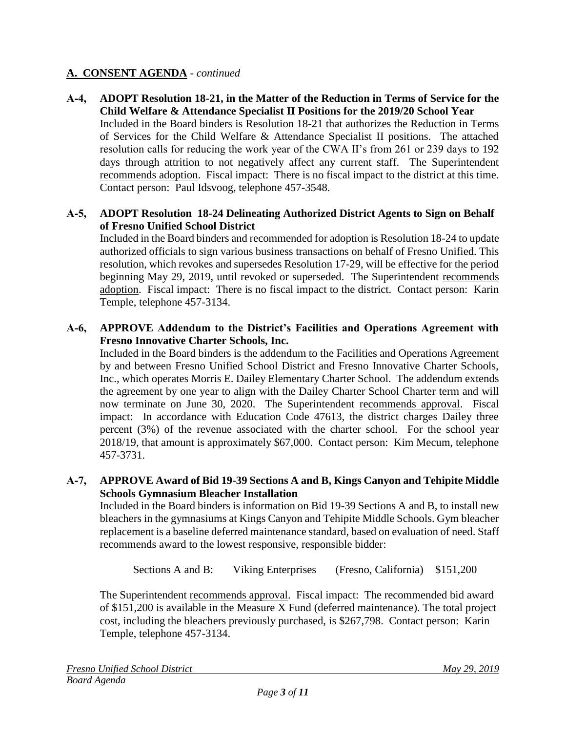## **A. CONSENT AGENDA** - *continued*

**A-4, ADOPT Resolution 18-21, in the Matter of the Reduction in Terms of Service for the Child Welfare & Attendance Specialist II Positions for the 2019/20 School Year**

Included in the Board binders is Resolution 18-21 that authorizes the Reduction in Terms of Services for the Child Welfare & Attendance Specialist II positions. The attached resolution calls for reducing the work year of the CWA II's from 261 or 239 days to 192 days through attrition to not negatively affect any current staff. The Superintendent recommends adoption. Fiscal impact: There is no fiscal impact to the district at this time. Contact person: Paul Idsvoog, telephone 457-3548.

**A-5, ADOPT Resolution 18-24 Delineating Authorized District Agents to Sign on Behalf of Fresno Unified School District**

Included in the Board binders and recommended for adoption is Resolution 18-24 to update authorized officials to sign various business transactions on behalf of Fresno Unified. This resolution, which revokes and supersedes Resolution 17-29, will be effective for the period beginning May 29, 2019, until revoked or superseded. The Superintendent recommends adoption. Fiscal impact: There is no fiscal impact to the district. Contact person: Karin Temple, telephone 457-3134.

**A-6, APPROVE Addendum to the District's Facilities and Operations Agreement with Fresno Innovative Charter Schools, Inc.**

Included in the Board binders is the addendum to the Facilities and Operations Agreement by and between Fresno Unified School District and Fresno Innovative Charter Schools, Inc., which operates Morris E. Dailey Elementary Charter School. The addendum extends the agreement by one year to align with the Dailey Charter School Charter term and will now terminate on June 30, 2020. The Superintendent recommends approval. Fiscal impact: In accordance with Education Code 47613, the district charges Dailey three percent (3%) of the revenue associated with the charter school. For the school year 2018/19, that amount is approximately $67,000. Contact person: Kim Mecum, telephone 457-3731.

**A-7, APPROVE Award of Bid 19-39 Sections A and B, Kings Canyon and Tehipite Middle Schools Gymnasium Bleacher Installation**

Included in the Board binders is information on Bid 19-39 Sections A and B, to install new bleachers in the gymnasiums at Kings Canyon and Tehipite Middle Schools. Gym bleacher replacement is a baseline deferred maintenance standard, based on evaluation of need. Staff recommends award to the lowest responsive, responsible bidder:

Sections A and B: Viking Enterprises (Fresno, California) $151,200

The Superintendent recommends approval. Fiscal impact: The recommended bid award of $151,200 is available in the Measure X Fund (deferred maintenance). The total project cost, including the bleachers previously purchased, is $267,798. Contact person: Karin Temple, telephone 457-3134.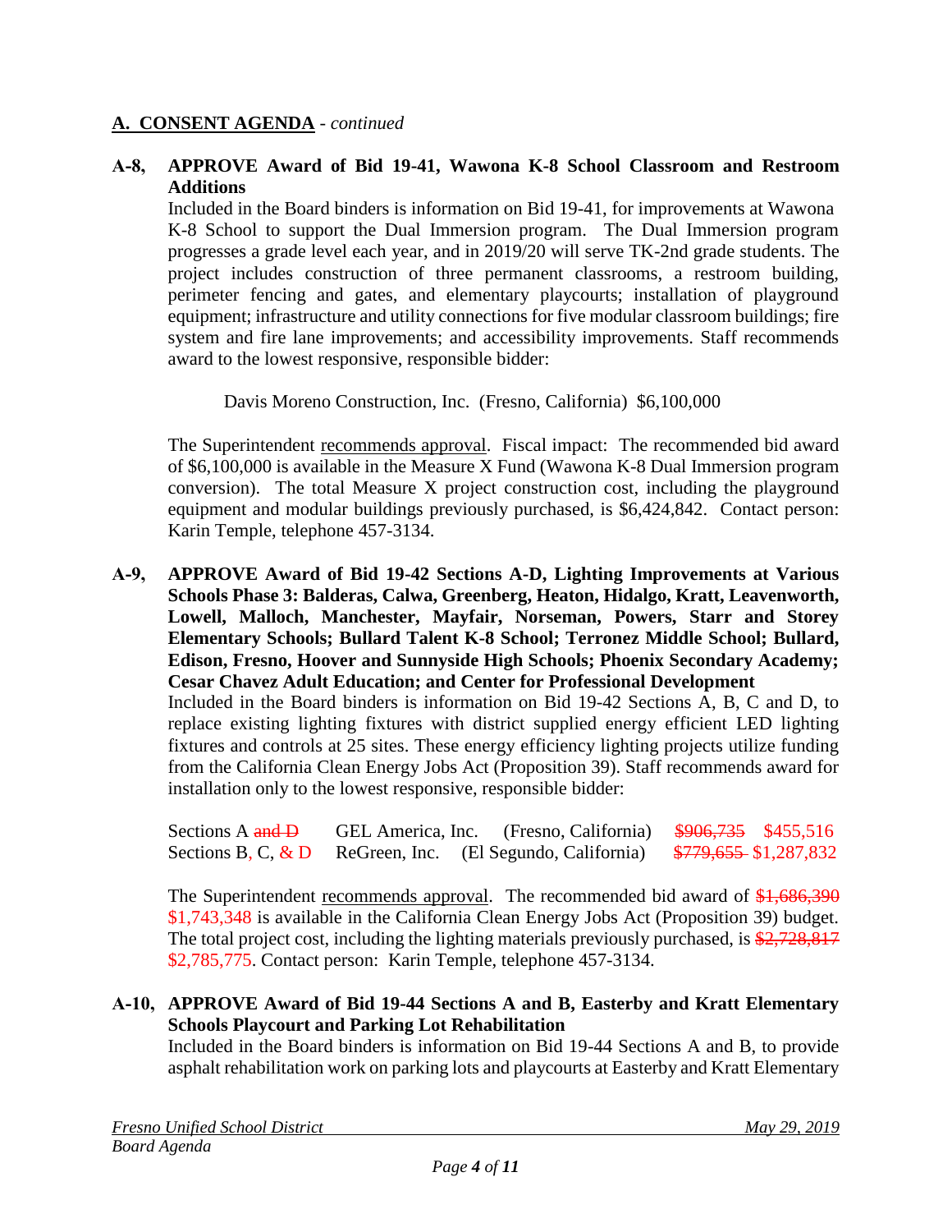**A. CONSENT AGENDA** - *continued*

**A-8, APPROVE Award of Bid 19-41, Wawona K-8 School Classroom and Restroom Additions**

Included in the Board binders is information on Bid 19-41, for improvements at Wawona K-8 School to support the Dual Immersion program. The Dual Immersion program progresses a grade level each year, and in 2019/20 will serve TK-2nd grade students. The project includes construction of three permanent classrooms, a restroom building, perimeter fencing and gates, and elementary playcourts; installation of playground equipment; infrastructure and utility connections for five modular classroom buildings; fire system and fire lane improvements; and accessibility improvements. Staff recommends award to the lowest responsive, responsible bidder:

Davis Moreno Construction, Inc. (Fresno, California) $6,100,000

The Superintendent recommends approval. Fiscal impact: The recommended bid award of $6,100,000 is available in the Measure X Fund (Wawona K-8 Dual Immersion program conversion). The total Measure X project construction cost, including the playground equipment and modular buildings previously purchased, is $6,424,842. Contact person: Karin Temple, telephone 457-3134.

**A-9, APPROVE Award of Bid 19-42 Sections A-D, Lighting Improvements at Various Schools Phase 3: Balderas, Calwa, Greenberg, Heaton, Hidalgo, Kratt, Leavenworth, Lowell, Malloch, Manchester, Mayfair, Norseman, Powers, Starr and Storey Elementary Schools; Bullard Talent K-8 School; Terronez Middle School; Bullard, Edison, Fresno, Hoover and Sunnyside High Schools; Phoenix Secondary Academy; Cesar Chavez Adult Education; and Center for Professional Development**

Included in the Board binders is information on Bid 19-42 Sections A, B, C and D, to replace existing lighting fixtures with district supplied energy efficient LED lighting fixtures and controls at 25 sites. These energy efficiency lighting projects utilize funding from the California Clean Energy Jobs Act (Proposition 39). Staff recommends award for installation only to the lowest responsive, responsible bidder:

| | | | |
|---|---|---|---|
| Sections A ~~and D~~ | GEL America, Inc. | (Fresno, California) | ~~$906,735~~ $455,516 |
| Sections B, C, & D | ReGreen, Inc. | (El Segundo, California) | ~~$779,655~~ $1,287,832 |

The Superintendent recommends approval. The recommended bid award of ~~$1,686,390~~ $1,743,348 is available in the California Clean Energy Jobs Act (Proposition 39) budget. The total project cost, including the lighting materials previously purchased, is ~~$2,728,817~~ $2,785,775. Contact person: Karin Temple, telephone 457-3134.

**A-10, APPROVE Award of Bid 19-44 Sections A and B, Easterby and Kratt Elementary Schools Playcourt and Parking Lot Rehabilitation**

Included in the Board binders is information on Bid 19-44 Sections A and B, to provide asphalt rehabilitation work on parking lots and playcourts at Easterby and Kratt Elementary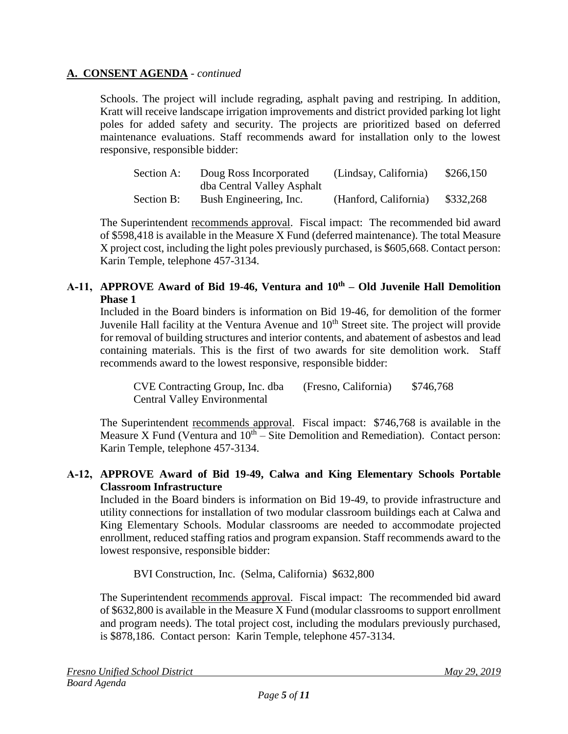## A. CONSENT AGENDA - *continued*

Schools. The project will include regrading, asphalt paving and restriping. In addition, Kratt will receive landscape irrigation improvements and district provided parking lot light poles for added safety and security. The projects are prioritized based on deferred maintenance evaluations. Staff recommends award for installation only to the lowest responsive, responsible bidder:

| | | | |
|---|---|---|---|
| Section A: | Doug Ross Incorporated dba Central Valley Asphalt | (Lindsay, California) | $266,150 |
| Section B: | Bush Engineering, Inc. | (Hanford, California) | $332,268 |

The Superintendent recommends approval. Fiscal impact: The recommended bid award of $598,418 is available in the Measure X Fund (deferred maintenance). The total Measure X project cost, including the light poles previously purchased, is $605,668. Contact person: Karin Temple, telephone 457-3134.

### A-11, APPROVE Award of Bid 19-46, Ventura and 10th – Old Juvenile Hall Demolition Phase 1

Included in the Board binders is information on Bid 19-46, for demolition of the former Juvenile Hall facility at the Ventura Avenue and 10th Street site. The project will provide for removal of building structures and interior contents, and abatement of asbestos and lead containing materials. This is the first of two awards for site demolition work. Staff recommends award to the lowest responsive, responsible bidder:

| | | |
|---|---|---|
| CVE Contracting Group, Inc. dba Central Valley Environmental | (Fresno, California) | $746,768 |

The Superintendent recommends approval. Fiscal impact: $746,768 is available in the Measure X Fund (Ventura and 10th – Site Demolition and Remediation). Contact person: Karin Temple, telephone 457-3134.

### A-12, APPROVE Award of Bid 19-49, Calwa and King Elementary Schools Portable Classroom Infrastructure

Included in the Board binders is information on Bid 19-49, to provide infrastructure and utility connections for installation of two modular classroom buildings each at Calwa and King Elementary Schools. Modular classrooms are needed to accommodate projected enrollment, reduced staffing ratios and program expansion. Staff recommends award to the lowest responsive, responsible bidder:

BVI Construction, Inc. (Selma, California) $632,800

The Superintendent recommends approval. Fiscal impact: The recommended bid award of $632,800 is available in the Measure X Fund (modular classrooms to support enrollment and program needs). The total project cost, including the modulars previously purchased, is $878,186. Contact person: Karin Temple, telephone 457-3134.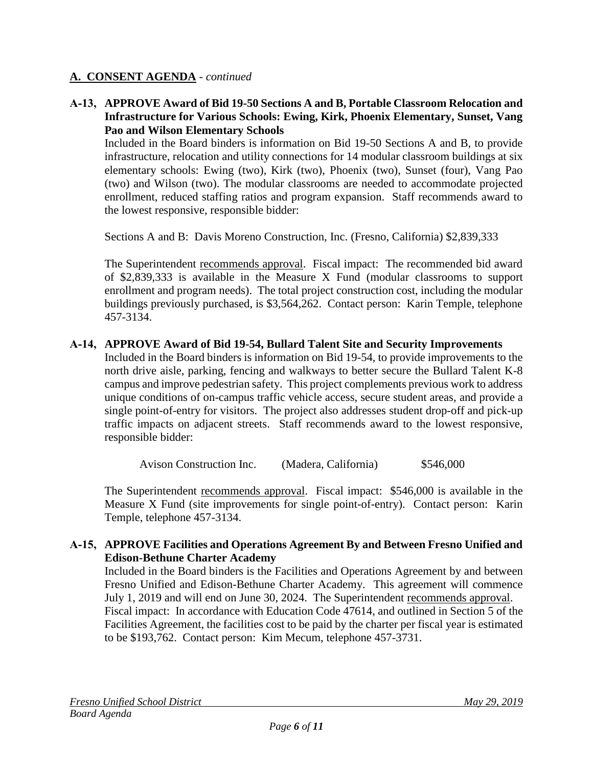## A. CONSENT AGENDA - *continued*

**A-13, APPROVE Award of Bid 19-50 Sections A and B, Portable Classroom Relocation and Infrastructure for Various Schools: Ewing, Kirk, Phoenix Elementary, Sunset, Vang Pao and Wilson Elementary Schools**

Included in the Board binders is information on Bid 19-50 Sections A and B, to provide infrastructure, relocation and utility connections for 14 modular classroom buildings at six elementary schools: Ewing (two), Kirk (two), Phoenix (two), Sunset (four), Vang Pao (two) and Wilson (two). The modular classrooms are needed to accommodate projected enrollment, reduced staffing ratios and program expansion. Staff recommends award to the lowest responsive, responsible bidder:

Sections A and B: Davis Moreno Construction, Inc. (Fresno, California) $2,839,333

The Superintendent recommends approval. Fiscal impact: The recommended bid award of $2,839,333 is available in the Measure X Fund (modular classrooms to support enrollment and program needs). The total project construction cost, including the modular buildings previously purchased, is $3,564,262. Contact person: Karin Temple, telephone 457-3134.

**A-14, APPROVE Award of Bid 19-54, Bullard Talent Site and Security Improvements**

Included in the Board binders is information on Bid 19-54, to provide improvements to the north drive aisle, parking, fencing and walkways to better secure the Bullard Talent K-8 campus and improve pedestrian safety. This project complements previous work to address unique conditions of on-campus traffic vehicle access, secure student areas, and provide a single point-of-entry for visitors. The project also addresses student drop-off and pick-up traffic impacts on adjacent streets. Staff recommends award to the lowest responsive, responsible bidder:

Avison Construction Inc. (Madera, California) $546,000

The Superintendent recommends approval. Fiscal impact: $546,000 is available in the Measure X Fund (site improvements for single point-of-entry). Contact person: Karin Temple, telephone 457-3134.

**A-15, APPROVE Facilities and Operations Agreement By and Between Fresno Unified and Edison-Bethune Charter Academy**

Included in the Board binders is the Facilities and Operations Agreement by and between Fresno Unified and Edison-Bethune Charter Academy. This agreement will commence July 1, 2019 and will end on June 30, 2024. The Superintendent recommends approval. Fiscal impact: In accordance with Education Code 47614, and outlined in Section 5 of the Facilities Agreement, the facilities cost to be paid by the charter per fiscal year is estimated to be $193,762. Contact person: Kim Mecum, telephone 457-3731.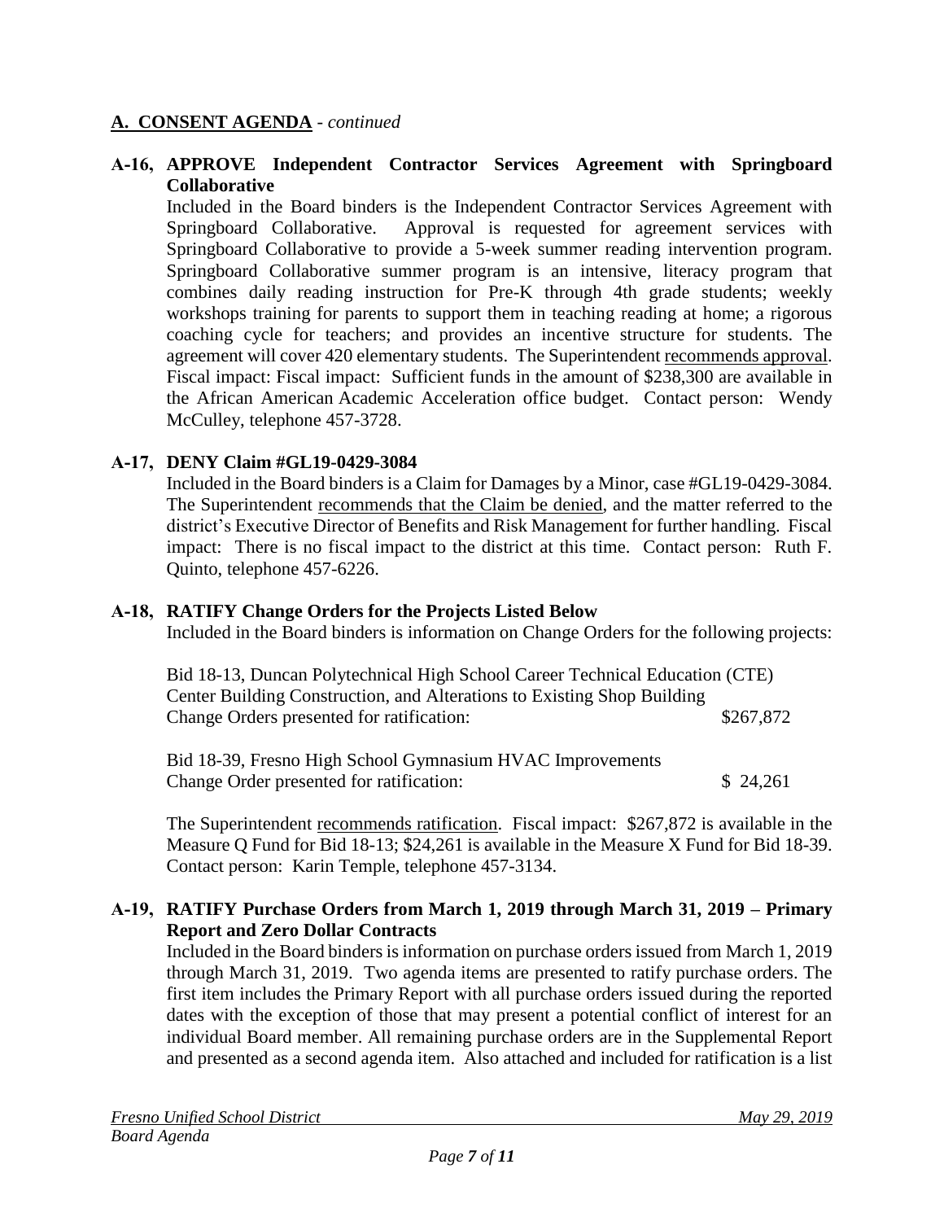## A. CONSENT AGENDA - *continued*

**A-16, APPROVE Independent Contractor Services Agreement with Springboard Collaborative**

Included in the Board binders is the Independent Contractor Services Agreement with Springboard Collaborative. Approval is requested for agreement services with Springboard Collaborative to provide a 5-week summer reading intervention program. Springboard Collaborative summer program is an intensive, literacy program that combines daily reading instruction for Pre-K through 4th grade students; weekly workshops training for parents to support them in teaching reading at home; a rigorous coaching cycle for teachers; and provides an incentive structure for students. The agreement will cover 420 elementary students. The Superintendent recommends approval. Fiscal impact: Fiscal impact: Sufficient funds in the amount of $238,300 are available in the African American Academic Acceleration office budget. Contact person: Wendy McCulley, telephone 457-3728.

**A-17, DENY Claim #GL19-0429-3084**

Included in the Board binders is a Claim for Damages by a Minor, case #GL19-0429-3084. The Superintendent recommends that the Claim be denied, and the matter referred to the district's Executive Director of Benefits and Risk Management for further handling. Fiscal impact: There is no fiscal impact to the district at this time. Contact person: Ruth F. Quinto, telephone 457-6226.

**A-18, RATIFY Change Orders for the Projects Listed Below**

Included in the Board binders is information on Change Orders for the following projects:

Bid 18-13, Duncan Polytechnical High School Career Technical Education (CTE) Center Building Construction, and Alterations to Existing Shop Building
Change Orders presented for ratification: $267,872

Bid 18-39, Fresno High School Gymnasium HVAC Improvements
Change Order presented for ratification: $ 24,261

The Superintendent recommends ratification. Fiscal impact: $267,872 is available in the Measure Q Fund for Bid 18-13; $24,261 is available in the Measure X Fund for Bid 18-39. Contact person: Karin Temple, telephone 457-3134.

**A-19, RATIFY Purchase Orders from March 1, 2019 through March 31, 2019 – Primary Report and Zero Dollar Contracts**

Included in the Board binders is information on purchase orders issued from March 1, 2019 through March 31, 2019. Two agenda items are presented to ratify purchase orders. The first item includes the Primary Report with all purchase orders issued during the reported dates with the exception of those that may present a potential conflict of interest for an individual Board member. All remaining purchase orders are in the Supplemental Report and presented as a second agenda item. Also attached and included for ratification is a list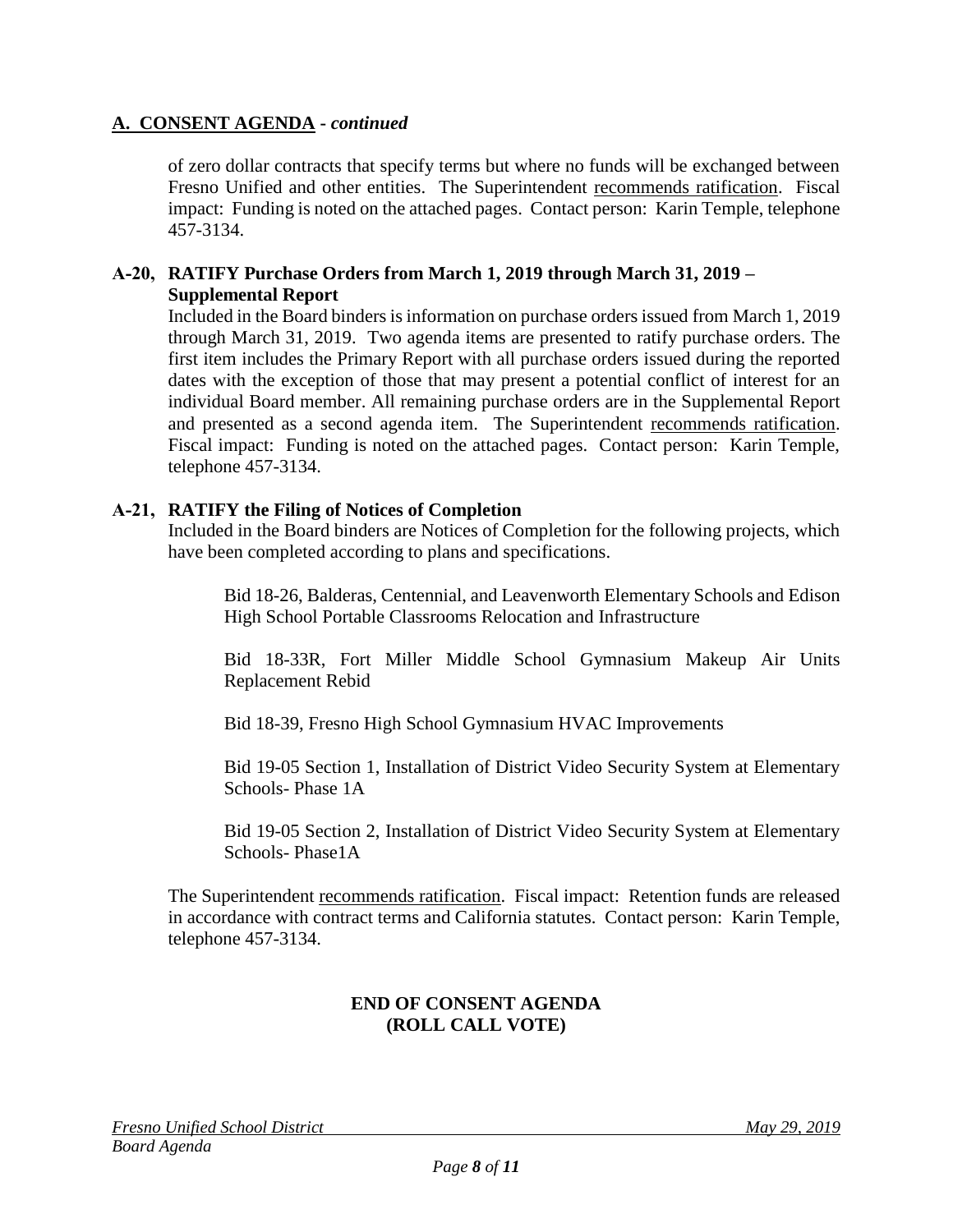## A. CONSENT AGENDA - *continued*

of zero dollar contracts that specify terms but where no funds will be exchanged between Fresno Unified and other entities. The Superintendent recommends ratification. Fiscal impact: Funding is noted on the attached pages. Contact person: Karin Temple, telephone 457-3134.

**A-20, RATIFY Purchase Orders from March 1, 2019 through March 31, 2019 – Supplemental Report**

Included in the Board binders is information on purchase orders issued from March 1, 2019 through March 31, 2019. Two agenda items are presented to ratify purchase orders. The first item includes the Primary Report with all purchase orders issued during the reported dates with the exception of those that may present a potential conflict of interest for an individual Board member. All remaining purchase orders are in the Supplemental Report and presented as a second agenda item. The Superintendent recommends ratification. Fiscal impact: Funding is noted on the attached pages. Contact person: Karin Temple, telephone 457-3134.

**A-21, RATIFY the Filing of Notices of Completion**

Included in the Board binders are Notices of Completion for the following projects, which have been completed according to plans and specifications.

Bid 18-26, Balderas, Centennial, and Leavenworth Elementary Schools and Edison High School Portable Classrooms Relocation and Infrastructure

Bid 18-33R, Fort Miller Middle School Gymnasium Makeup Air Units Replacement Rebid

Bid 18-39, Fresno High School Gymnasium HVAC Improvements

Bid 19-05 Section 1, Installation of District Video Security System at Elementary Schools- Phase 1A

Bid 19-05 Section 2, Installation of District Video Security System at Elementary Schools- Phase1A

The Superintendent recommends ratification. Fiscal impact: Retention funds are released in accordance with contract terms and California statutes. Contact person: Karin Temple, telephone 457-3134.

**END OF CONSENT AGENDA**
**(ROLL CALL VOTE)**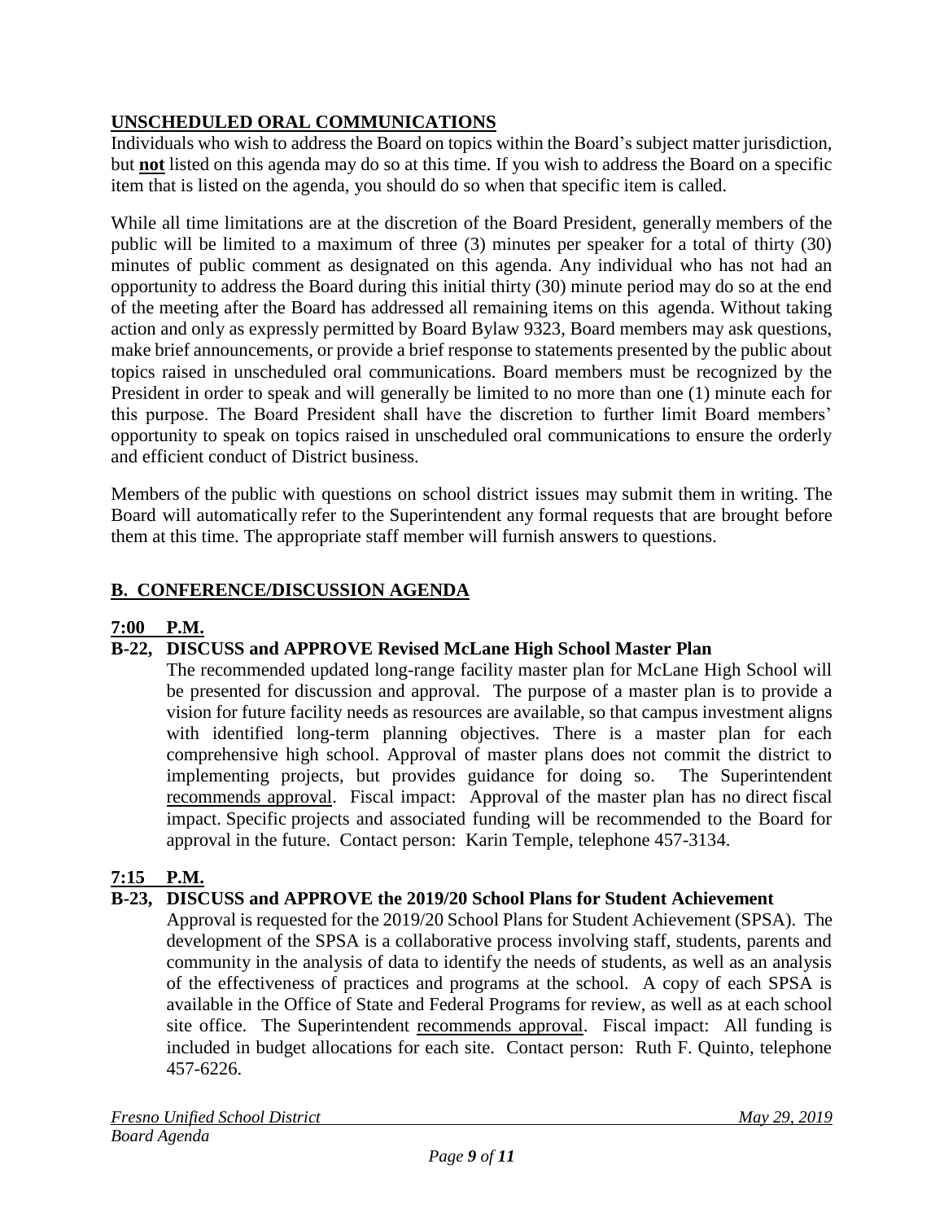## UNSCHEDULED ORAL COMMUNICATIONS

Individuals who wish to address the Board on topics within the Board's subject matter jurisdiction, but **not** listed on this agenda may do so at this time. If you wish to address the Board on a specific item that is listed on the agenda, you should do so when that specific item is called.

While all time limitations are at the discretion of the Board President, generally members of the public will be limited to a maximum of three (3) minutes per speaker for a total of thirty (30) minutes of public comment as designated on this agenda. Any individual who has not had an opportunity to address the Board during this initial thirty (30) minute period may do so at the end of the meeting after the Board has addressed all remaining items on this agenda. Without taking action and only as expressly permitted by Board Bylaw 9323, Board members may ask questions, make brief announcements, or provide a brief response to statements presented by the public about topics raised in unscheduled oral communications. Board members must be recognized by the President in order to speak and will generally be limited to no more than one (1) minute each for this purpose. The Board President shall have the discretion to further limit Board members' opportunity to speak on topics raised in unscheduled oral communications to ensure the orderly and efficient conduct of District business.

Members of the public with questions on school district issues may submit them in writing. The Board will automatically refer to the Superintendent any formal requests that are brought before them at this time. The appropriate staff member will furnish answers to questions.

## B. CONFERENCE/DISCUSSION AGENDA

**7:00 P.M.**

**B-22, DISCUSS and APPROVE Revised McLane High School Master Plan**

The recommended updated long-range facility master plan for McLane High School will be presented for discussion and approval. The purpose of a master plan is to provide a vision for future facility needs as resources are available, so that campus investment aligns with identified long-term planning objectives. There is a master plan for each comprehensive high school. Approval of master plans does not commit the district to implementing projects, but provides guidance for doing so. The Superintendent recommends approval. Fiscal impact: Approval of the master plan has no direct fiscal impact. Specific projects and associated funding will be recommended to the Board for approval in the future. Contact person: Karin Temple, telephone 457-3134.

**7:15 P.M.**

**B-23, DISCUSS and APPROVE the 2019/20 School Plans for Student Achievement**

Approval is requested for the 2019/20 School Plans for Student Achievement (SPSA). The development of the SPSA is a collaborative process involving staff, students, parents and community in the analysis of data to identify the needs of students, as well as an analysis of the effectiveness of practices and programs at the school. A copy of each SPSA is available in the Office of State and Federal Programs for review, as well as at each school site office. The Superintendent recommends approval. Fiscal impact: All funding is included in budget allocations for each site. Contact person: Ruth F. Quinto, telephone 457-6226.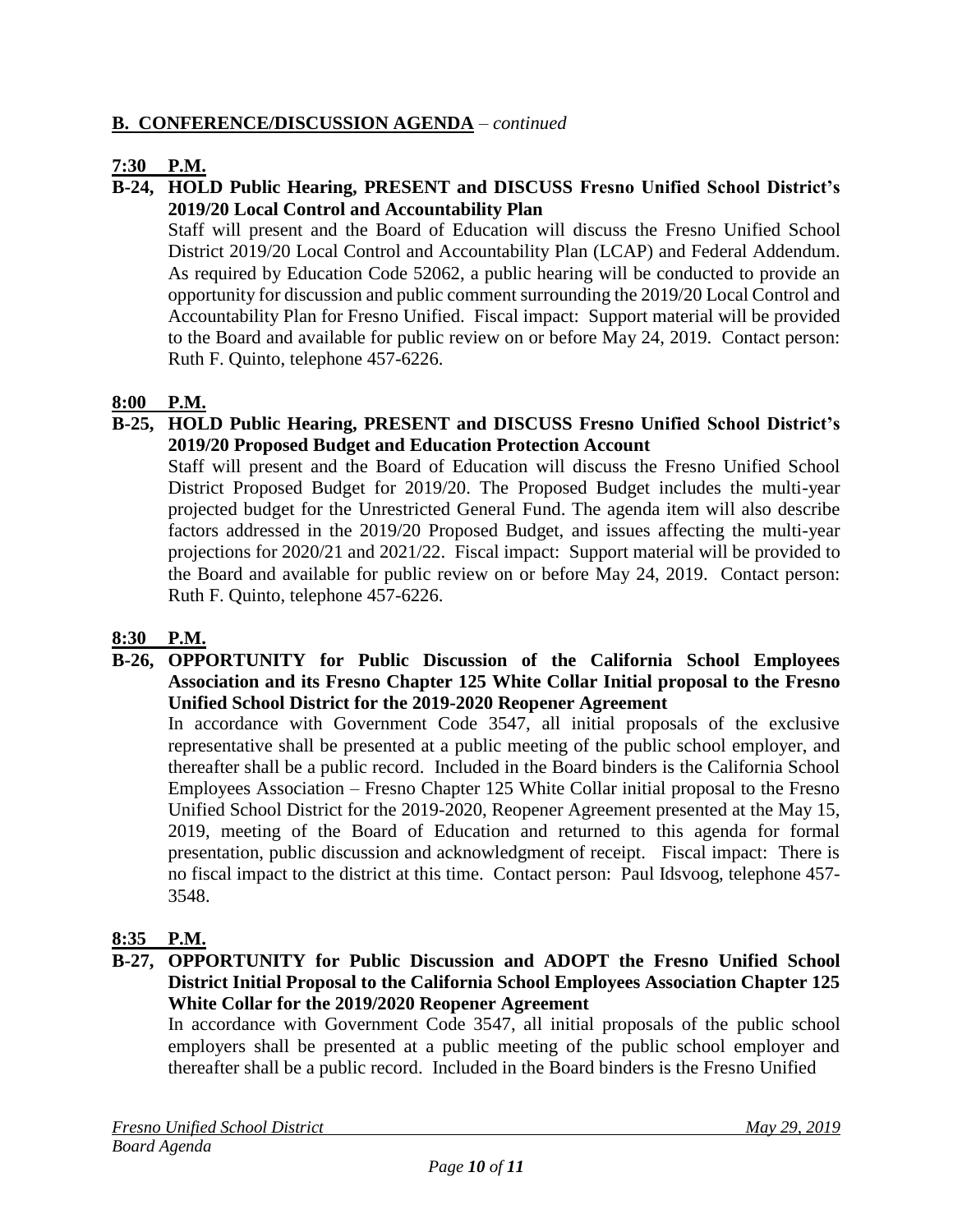## **B. CONFERENCE/DISCUSSION AGENDA** – *continued*

**7:30 P.M.**

**B-24, HOLD Public Hearing, PRESENT and DISCUSS Fresno Unified School District's 2019/20 Local Control and Accountability Plan**

Staff will present and the Board of Education will discuss the Fresno Unified School District 2019/20 Local Control and Accountability Plan (LCAP) and Federal Addendum. As required by Education Code 52062, a public hearing will be conducted to provide an opportunity for discussion and public comment surrounding the 2019/20 Local Control and Accountability Plan for Fresno Unified. Fiscal impact: Support material will be provided to the Board and available for public review on or before May 24, 2019. Contact person: Ruth F. Quinto, telephone 457-6226.

**8:00 P.M.**

**B-25, HOLD Public Hearing, PRESENT and DISCUSS Fresno Unified School District's 2019/20 Proposed Budget and Education Protection Account**

Staff will present and the Board of Education will discuss the Fresno Unified School District Proposed Budget for 2019/20. The Proposed Budget includes the multi-year projected budget for the Unrestricted General Fund. The agenda item will also describe factors addressed in the 2019/20 Proposed Budget, and issues affecting the multi-year projections for 2020/21 and 2021/22. Fiscal impact: Support material will be provided to the Board and available for public review on or before May 24, 2019. Contact person: Ruth F. Quinto, telephone 457-6226.

**8:30 P.M.**

**B-26, OPPORTUNITY for Public Discussion of the California School Employees Association and its Fresno Chapter 125 White Collar Initial proposal to the Fresno Unified School District for the 2019-2020 Reopener Agreement**

In accordance with Government Code 3547, all initial proposals of the exclusive representative shall be presented at a public meeting of the public school employer, and thereafter shall be a public record. Included in the Board binders is the California School Employees Association – Fresno Chapter 125 White Collar initial proposal to the Fresno Unified School District for the 2019-2020, Reopener Agreement presented at the May 15, 2019, meeting of the Board of Education and returned to this agenda for formal presentation, public discussion and acknowledgment of receipt. Fiscal impact: There is no fiscal impact to the district at this time. Contact person: Paul Idsvoog, telephone 457-3548.

**8:35 P.M.**

**B-27, OPPORTUNITY for Public Discussion and ADOPT the Fresno Unified School District Initial Proposal to the California School Employees Association Chapter 125 White Collar for the 2019/2020 Reopener Agreement**

In accordance with Government Code 3547, all initial proposals of the public school employers shall be presented at a public meeting of the public school employer and thereafter shall be a public record. Included in the Board binders is the Fresno Unified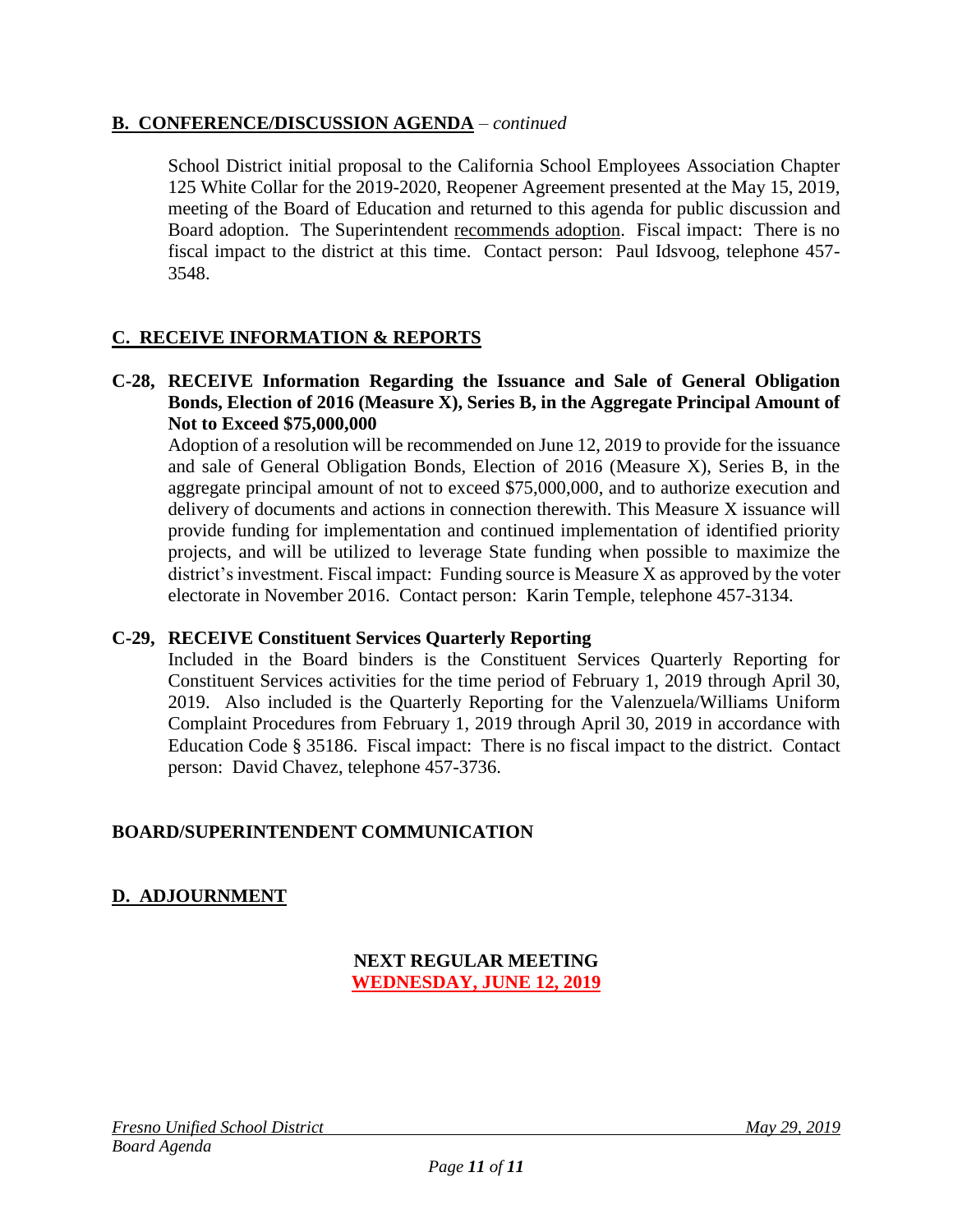## B. CONFERENCE/DISCUSSION AGENDA – *continued*

School District initial proposal to the California School Employees Association Chapter 125 White Collar for the 2019-2020, Reopener Agreement presented at the May 15, 2019, meeting of the Board of Education and returned to this agenda for public discussion and Board adoption. The Superintendent recommends adoption. Fiscal impact: There is no fiscal impact to the district at this time. Contact person: Paul Idsvoog, telephone 457-3548.

## C. RECEIVE INFORMATION & REPORTS

**C-28, RECEIVE Information Regarding the Issuance and Sale of General Obligation Bonds, Election of 2016 (Measure X), Series B, in the Aggregate Principal Amount of Not to Exceed $75,000,000**

Adoption of a resolution will be recommended on June 12, 2019 to provide for the issuance and sale of General Obligation Bonds, Election of 2016 (Measure X), Series B, in the aggregate principal amount of not to exceed $75,000,000, and to authorize execution and delivery of documents and actions in connection therewith. This Measure X issuance will provide funding for implementation and continued implementation of identified priority projects, and will be utilized to leverage State funding when possible to maximize the district's investment. Fiscal impact: Funding source is Measure X as approved by the voter electorate in November 2016. Contact person: Karin Temple, telephone 457-3134.

**C-29, RECEIVE Constituent Services Quarterly Reporting**

Included in the Board binders is the Constituent Services Quarterly Reporting for Constituent Services activities for the time period of February 1, 2019 through April 30, 2019. Also included is the Quarterly Reporting for the Valenzuela/Williams Uniform Complaint Procedures from February 1, 2019 through April 30, 2019 in accordance with Education Code § 35186. Fiscal impact: There is no fiscal impact to the district. Contact person: David Chavez, telephone 457-3736.

## BOARD/SUPERINTENDENT COMMUNICATION

## D. ADJOURNMENT

**NEXT REGULAR MEETING**
**WEDNESDAY, JUNE 12, 2019**